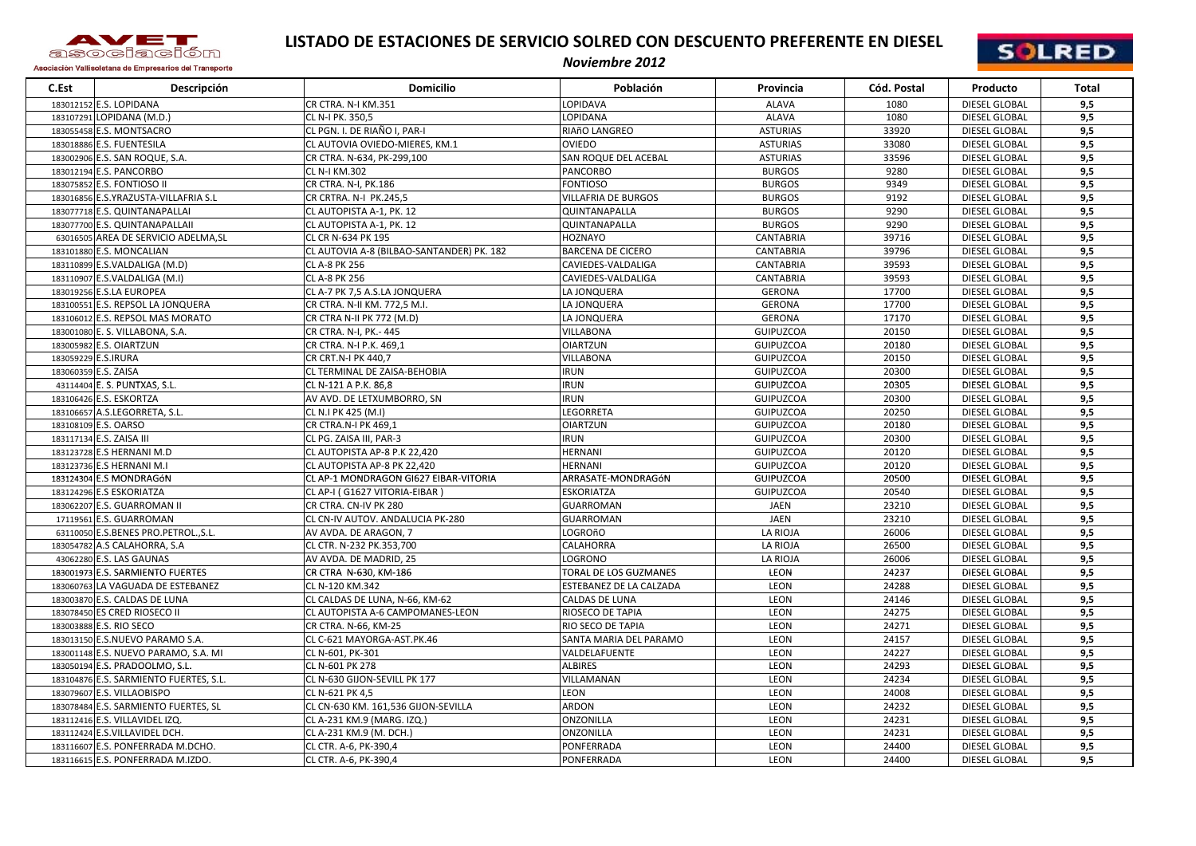# LISTADO DE ESTACIONES DE SERVICIO SOLRED CON DESCUENTO PREFERENTE EN DIESEL

*Noviembre 2012*

AVET asociación - Asociación Vallisoletana de Empresarios del Transporte

SOLRED

| C.Est | Descripción | Domicilio | Población | Provincia | Cód. Postal | Producto | Total |
|---|---|---|---|---|---|---|---|
| 183012152 | E.S. LOPIDANA | CR CTRA. N-I KM.351 | LOPIDAVA | ALAVA | 1080 | DIESEL GLOBAL | 9,5 |
| 183107291 | LOPIDANA (M.D.) | CL N-I PK. 350,5 | LOPIDANA | ALAVA | 1080 | DIESEL GLOBAL | 9,5 |
| 183055458 | E.S. MONTSACRO | CL PGN. I. DE RIAÑO I, PAR-I | RIAñO LANGREO | ASTURIAS | 33920 | DIESEL GLOBAL | 9,5 |
| 183018886 | E.S. FUENTESILA | CL AUTOVIA OVIEDO-MIERES, KM.1 | OVIEDO | ASTURIAS | 33080 | DIESEL GLOBAL | 9,5 |
| 183002906 | E.S. SAN ROQUE, S.A. | CR CTRA. N-634, PK-299,100 | SAN ROQUE DEL ACEBAL | ASTURIAS | 33596 | DIESEL GLOBAL | 9,5 |
| 183012194 | E.S. PANCORBO | CL N-I KM.302 | PANCORBO | BURGOS | 9280 | DIESEL GLOBAL | 9,5 |
| 183075852 | E.S. FONTIOSO II | CR CTRA. N-I, PK.186 | FONTIOSO | BURGOS | 9349 | DIESEL GLOBAL | 9,5 |
| 183016856 | E.S.YRAZUSTA-VILLAFRIA S.L | CR CRTRA. N-I PK.245,5 | VILLAFRIA DE BURGOS | BURGOS | 9192 | DIESEL GLOBAL | 9,5 |
| 183077718 | E.S. QUINTANAPALLAI | CL AUTOPISTA A-1, PK. 12 | QUINTANAPALLA | BURGOS | 9290 | DIESEL GLOBAL | 9,5 |
| 183077700 | E.S. QUINTANAPALLAII | CL AUTOPISTA A-1, PK. 12 | QUINTANAPALLA | BURGOS | 9290 | DIESEL GLOBAL | 9,5 |
| 63016505 | AREA DE SERVICIO ADELMA,SL | CL CR N-634 PK 195 | HOZNAYO | CANTABRIA | 39716 | DIESEL GLOBAL | 9,5 |
| 183101880 | E.S. MONCALIAN | CL AUTOVIA A-8 (BILBAO-SANTANDER) PK. 182 | BARCENA DE CICERO | CANTABRIA | 39796 | DIESEL GLOBAL | 9,5 |
| 183110899 | E.S.VALDALIGA (M.D) | CL A-8 PK 256 | CAVIEDES-VALDALIGA | CANTABRIA | 39593 | DIESEL GLOBAL | 9,5 |
| 183110907 | E.S.VALDALIGA (M.I) | CL A-8 PK 256 | CAVIEDES-VALDALIGA | CANTABRIA | 39593 | DIESEL GLOBAL | 9,5 |
| 183019256 | E.S.LA EUROPEA | CL A-7 PK 7,5 A.S.LA JONQUERA | LA JONQUERA | GERONA | 17700 | DIESEL GLOBAL | 9,5 |
| 183100551 | E.S. REPSOL LA JONQUERA | CR CTRA. N-II KM. 772,5 M.I. | LA JONQUERA | GERONA | 17700 | DIESEL GLOBAL | 9,5 |
| 183106012 | E.S. REPSOL MAS MORATO | CR CTRA N-II PK 772 (M.D) | LA JONQUERA | GERONA | 17170 | DIESEL GLOBAL | 9,5 |
| 183001080 | E. S. VILLABONA, S.A. | CR CTRA. N-I, PK.- 445 | VILLABONA | GUIPUZCOA | 20150 | DIESEL GLOBAL | 9,5 |
| 183005982 | E.S. OIARTZUN | CR CTRA. N-I P.K. 469,1 | OIARTZUN | GUIPUZCOA | 20180 | DIESEL GLOBAL | 9,5 |
| 183059229 | E.S.IRURA | CR CRT.N-I PK 440,7 | VILLABONA | GUIPUZCOA | 20150 | DIESEL GLOBAL | 9,5 |
| 183060359 | E.S. ZAISA | CL TERMINAL DE ZAISA-BEHOBIA | IRUN | GUIPUZCOA | 20300 | DIESEL GLOBAL | 9,5 |
| 43114404 | E. S. PUNTXAS, S.L. | CL N-121 A P.K. 86,8 | IRUN | GUIPUZCOA | 20305 | DIESEL GLOBAL | 9,5 |
| 183106426 | E.S. ESKORTZA | AV AVD. DE LETXUMBORRO, SN | IRUN | GUIPUZCOA | 20300 | DIESEL GLOBAL | 9,5 |
| 183106657 | A.S.LEGORRETA, S.L. | CL N.I PK 425 (M.I) | LEGORRETA | GUIPUZCOA | 20250 | DIESEL GLOBAL | 9,5 |
| 183108109 | E.S. OARSO | CR CTRA.N-I PK 469,1 | OIARTZUN | GUIPUZCOA | 20180 | DIESEL GLOBAL | 9,5 |
| 183117134 | E.S. ZAISA III | CL PG. ZAISA III, PAR-3 | IRUN | GUIPUZCOA | 20300 | DIESEL GLOBAL | 9,5 |
| 183123728 | E.S HERNANI M.D | CL AUTOPISTA AP-8 P.K 22,420 | HERNANI | GUIPUZCOA | 20120 | DIESEL GLOBAL | 9,5 |
| 183123736 | E.S HERNANI M.I | CL AUTOPISTA AP-8 PK 22,420 | HERNANI | GUIPUZCOA | 20120 | DIESEL GLOBAL | 9,5 |
| 183124304 | E.S MONDRAGóN | CL AP-1 MONDRAGON GI627 EIBAR-VITORIA | ARRASATE-MONDRAGóN | GUIPUZCOA | 20500 | DIESEL GLOBAL | 9,5 |
| 183124296 | E.S ESKORIATZA | CL AP-I ( G1627 VITORIA-EIBAR ) | ESKORIATZA | GUIPUZCOA | 20540 | DIESEL GLOBAL | 9,5 |
| 183062207 | E.S. GUARROMAN II | CR CTRA. CN-IV PK 280 | GUARROMAN | JAEN | 23210 | DIESEL GLOBAL | 9,5 |
| 17119561 | E.S. GUARROMAN | CL CN-IV AUTOV. ANDALUCIA PK-280 | GUARROMAN | JAEN | 23210 | DIESEL GLOBAL | 9,5 |
| 63110050 | E.S.BENES PRO.PETROL.,S.L. | AV AVDA. DE ARAGON, 7 | LOGROñO | LA RIOJA | 26006 | DIESEL GLOBAL | 9,5 |
| 183054782 | A.S CALAHORRA, S.A | CL CTR. N-232 PK.353,700 | CALAHORRA | LA RIOJA | 26500 | DIESEL GLOBAL | 9,5 |
| 43062280 | E.S. LAS GAUNAS | AV AVDA. DE MADRID, 25 | LOGRONO | LA RIOJA | 26006 | DIESEL GLOBAL | 9,5 |
| 183001973 | E.S. SARMIENTO FUERTES | CR CTRA N-630, KM-186 | TORAL DE LOS GUZMANES | LEON | 24237 | DIESEL GLOBAL | 9,5 |
| 183060763 | LA VAGUADA DE ESTEBANEZ | CL N-120 KM.342 | ESTEBANEZ DE LA CALZADA | LEON | 24288 | DIESEL GLOBAL | 9,5 |
| 183003870 | E.S. CALDAS DE LUNA | CL CALDAS DE LUNA, N-66, KM-62 | CALDAS DE LUNA | LEON | 24146 | DIESEL GLOBAL | 9,5 |
| 183078450 | ES CRED RIOSECO II | CL AUTOPISTA A-6 CAMPOMANES-LEON | RIOSECO DE TAPIA | LEON | 24275 | DIESEL GLOBAL | 9,5 |
| 183003888 | E.S. RIO SECO | CR CTRA. N-66, KM-25 | RIO SECO DE TAPIA | LEON | 24271 | DIESEL GLOBAL | 9,5 |
| 183013150 | E.S.NUEVO PARAMO S.A. | CL C-621 MAYORGA-AST.PK.46 | SANTA MARIA DEL PARAMO | LEON | 24157 | DIESEL GLOBAL | 9,5 |
| 183001148 | E.S. NUEVO PARAMO, S.A. MI | CL N-601, PK-301 | VALDELAFUENTE | LEON | 24227 | DIESEL GLOBAL | 9,5 |
| 183050194 | E.S. PRADOOLMO, S.L. | CL N-601 PK 278 | ALBIRES | LEON | 24293 | DIESEL GLOBAL | 9,5 |
| 183104876 | E.S. SARMIENTO FUERTES, S.L. | CL N-630 GIJON-SEVILL PK 177 | VILLAMANAN | LEON | 24234 | DIESEL GLOBAL | 9,5 |
| 183079607 | E.S. VILLAOBISPO | CL N-621 PK 4,5 | LEON | LEON | 24008 | DIESEL GLOBAL | 9,5 |
| 183078484 | E.S. SARMIENTO FUERTES, SL | CL CN-630 KM. 161,536 GIJON-SEVILLA | ARDON | LEON | 24232 | DIESEL GLOBAL | 9,5 |
| 183112416 | E.S. VILLAVIDEL IZQ. | CL A-231 KM.9 (MARG. IZQ.) | ONZONILLA | LEON | 24231 | DIESEL GLOBAL | 9,5 |
| 183112424 | E.S.VILLAVIDEL DCH. | CL A-231 KM.9 (M. DCH.) | ONZONILLA | LEON | 24231 | DIESEL GLOBAL | 9,5 |
| 183116607 | E.S. PONFERRADA M.DCHO. | CL CTR. A-6, PK-390,4 | PONFERRADA | LEON | 24400 | DIESEL GLOBAL | 9,5 |
| 183116615 | E.S. PONFERRADA M.IZDO. | CL CTR. A-6, PK-390,4 | PONFERRADA | LEON | 24400 | DIESEL GLOBAL | 9,5 |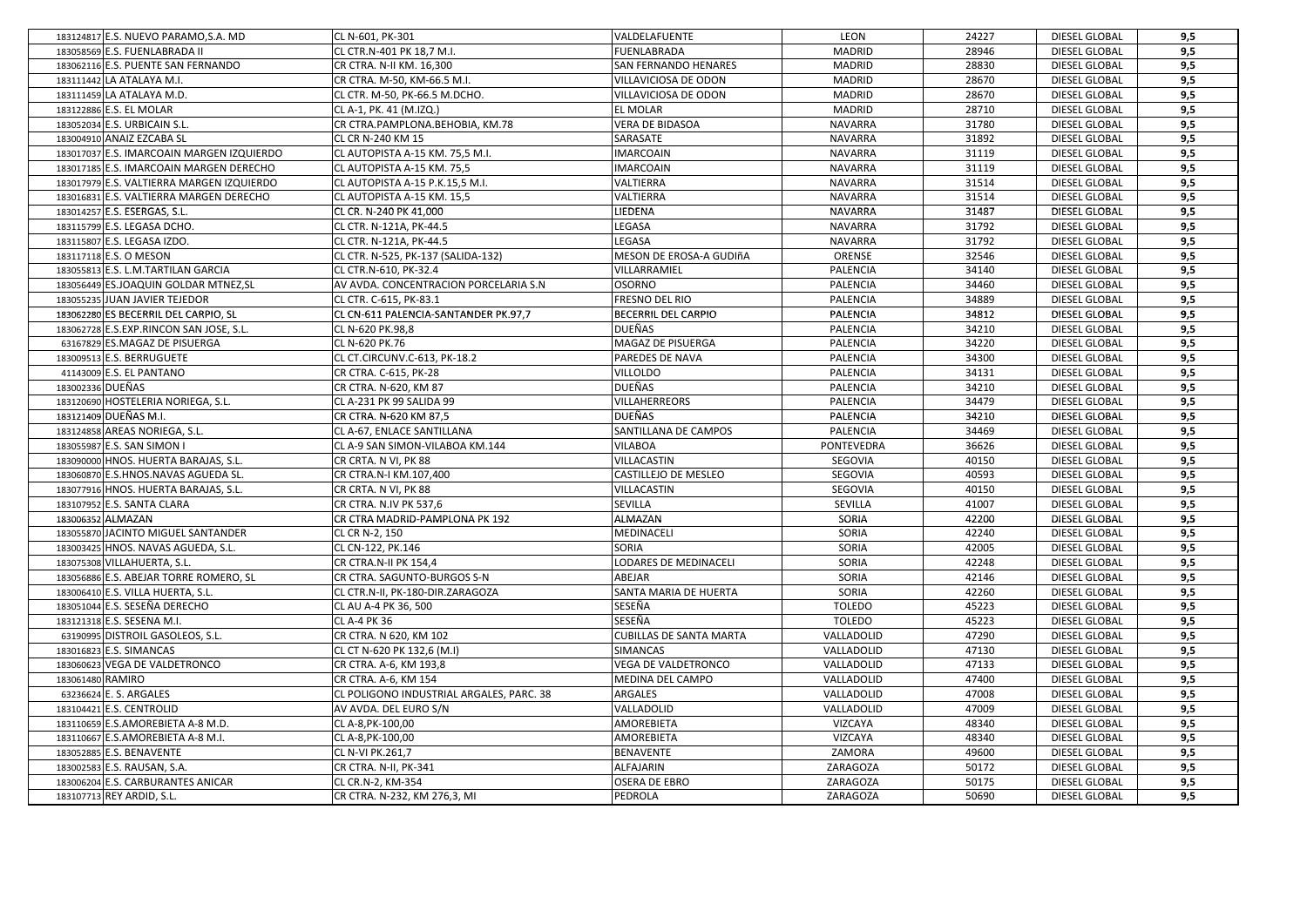| | | | | | | | |
|---|---|---|---|---|---|---|---|
| 183124817 | E.S. NUEVO PARAMO,S.A. MD | CL N-601, PK-301 | VALDELAFUENTE | LEON | 24227 | DIESEL GLOBAL | 9,5 |
| 183058569 | E.S. FUENLABRADA II | CL CTR.N-401 PK 18,7 M.I. | FUENLABRADA | MADRID | 28946 | DIESEL GLOBAL | 9,5 |
| 183062116 | E.S. PUENTE SAN FERNANDO | CR CTRA. N-II KM. 16,300 | SAN FERNANDO HENARES | MADRID | 28830 | DIESEL GLOBAL | 9,5 |
| 183111442 | LA ATALAYA M.I. | CR CTRA. M-50, KM-66.5 M.I. | VILLAVICIOSA DE ODON | MADRID | 28670 | DIESEL GLOBAL | 9,5 |
| 183111459 | LA ATALAYA M.D. | CL CTR. M-50, PK-66.5 M.DCHO. | VILLAVICIOSA DE ODON | MADRID | 28670 | DIESEL GLOBAL | 9,5 |
| 183122886 | E.S. EL MOLAR | CL A-1, PK. 41 (M.IZQ.) | EL MOLAR | MADRID | 28710 | DIESEL GLOBAL | 9,5 |
| 183052034 | E.S. URBICAIN S.L. | CR CTRA.PAMPLONA.BEHOBIA, KM.78 | VERA DE BIDASOA | NAVARRA | 31780 | DIESEL GLOBAL | 9,5 |
| 183004910 | ANAIZ EZCABA SL | CL CR N-240 KM 15 | SARASATE | NAVARRA | 31892 | DIESEL GLOBAL | 9,5 |
| 183017037 | E.S. IMARCOAIN MARGEN IZQUIERDO | CL AUTOPISTA A-15 KM. 75,5 M.I. | IMARCOAIN | NAVARRA | 31119 | DIESEL GLOBAL | 9,5 |
| 183017185 | E.S. IMARCOAIN MARGEN DERECHO | CL AUTOPISTA A-15 KM. 75,5 | IMARCOAIN | NAVARRA | 31119 | DIESEL GLOBAL | 9,5 |
| 183017979 | E.S. VALTIERRA MARGEN IZQUIERDO | CL AUTOPISTA A-15 P.K.15,5 M.I. | VALTIERRA | NAVARRA | 31514 | DIESEL GLOBAL | 9,5 |
| 183016831 | E.S. VALTIERRA MARGEN DERECHO | CL AUTOPISTA A-15 KM. 15,5 | VALTIERRA | NAVARRA | 31514 | DIESEL GLOBAL | 9,5 |
| 183014257 | E.S. ESERGAS, S.L. | CL CR. N-240 PK 41,000 | LIEDENA | NAVARRA | 31487 | DIESEL GLOBAL | 9,5 |
| 183115799 | E.S. LEGASA DCHO. | CL CTR. N-121A, PK-44.5 | LEGASA | NAVARRA | 31792 | DIESEL GLOBAL | 9,5 |
| 183115807 | E.S. LEGASA IZDO. | CL CTR. N-121A, PK-44.5 | LEGASA | NAVARRA | 31792 | DIESEL GLOBAL | 9,5 |
| 183117118 | E.S. O MESON | CL CTR. N-525, PK-137 (SALIDA-132) | MESON DE EROSA-A GUDIñA | ORENSE | 32546 | DIESEL GLOBAL | 9,5 |
| 183055813 | E.S. L.M.TARTILAN GARCIA | CL CTR.N-610, PK-32.4 | VILLARRAMIEL | PALENCIA | 34140 | DIESEL GLOBAL | 9,5 |
| 183056449 | ES.JOAQUIN GOLDAR MTNEZ,SL | AV AVDA. CONCENTRACION PORCELARIA S.N | OSORNO | PALENCIA | 34460 | DIESEL GLOBAL | 9,5 |
| 183055235 | JUAN JAVIER TEJEDOR | CL CTR. C-615, PK-83.1 | FRESNO DEL RIO | PALENCIA | 34889 | DIESEL GLOBAL | 9,5 |
| 183062280 | ES BECERRIL DEL CARPIO, SL | CL CN-611 PALENCIA-SANTANDER PK.97,7 | BECERRIL DEL CARPIO | PALENCIA | 34812 | DIESEL GLOBAL | 9,5 |
| 183062728 | E.S.EXP.RINCON SAN JOSE, S.L. | CL N-620 PK.98,8 | DUEÑAS | PALENCIA | 34210 | DIESEL GLOBAL | 9,5 |
| 63167829 | ES.MAGAZ DE PISUERGA | CL N-620 PK.76 | MAGAZ DE PISUERGA | PALENCIA | 34220 | DIESEL GLOBAL | 9,5 |
| 183009513 | E.S. BERRUGUETE | CL CT.CIRCUNV.C-613, PK-18.2 | PAREDES DE NAVA | PALENCIA | 34300 | DIESEL GLOBAL | 9,5 |
| 41143009 | E.S. EL PANTANO | CR CTRA. C-615, PK-28 | VILLOLDO | PALENCIA | 34131 | DIESEL GLOBAL | 9,5 |
| 183002336 | DUEÑAS | CR CTRA. N-620, KM 87 | DUEÑAS | PALENCIA | 34210 | DIESEL GLOBAL | 9,5 |
| 183120690 | HOSTELERIA NORIEGA, S.L. | CL A-231 PK 99 SALIDA 99 | VILLAHERREORS | PALENCIA | 34479 | DIESEL GLOBAL | 9,5 |
| 183121409 | DUEÑAS M.I. | CR CTRA. N-620 KM 87,5 | DUEÑAS | PALENCIA | 34210 | DIESEL GLOBAL | 9,5 |
| 183124858 | AREAS NORIEGA, S.L. | CL A-67, ENLACE SANTILLANA | SANTILLANA DE CAMPOS | PALENCIA | 34469 | DIESEL GLOBAL | 9,5 |
| 183055987 | E.S. SAN SIMON I | CL A-9 SAN SIMON-VILABOA KM.144 | VILABOA | PONTEVEDRA | 36626 | DIESEL GLOBAL | 9,5 |
| 183090000 | HNOS. HUERTA BARAJAS, S.L. | CR CRTA. N VI, PK 88 | VILLACASTIN | SEGOVIA | 40150 | DIESEL GLOBAL | 9,5 |
| 183060870 | E.S.HNOS.NAVAS AGUEDA SL. | CR CTRA.N-I KM.107,400 | CASTILLEJO DE MESLEO | SEGOVIA | 40593 | DIESEL GLOBAL | 9,5 |
| 183077916 | HNOS. HUERTA BARAJAS, S.L. | CR CRTA. N VI, PK 88 | VILLACASTIN | SEGOVIA | 40150 | DIESEL GLOBAL | 9,5 |
| 183107952 | E.S. SANTA CLARA | CR CTRA. N.IV PK 537,6 | SEVILLA | SEVILLA | 41007 | DIESEL GLOBAL | 9,5 |
| 183006352 | ALMAZAN | CR CTRA MADRID-PAMPLONA PK 192 | ALMAZAN | SORIA | 42200 | DIESEL GLOBAL | 9,5 |
| 183055870 | JACINTO MIGUEL SANTANDER | CL CR N-2, 150 | MEDINACELI | SORIA | 42240 | DIESEL GLOBAL | 9,5 |
| 183003425 | HNOS. NAVAS AGUEDA, S.L. | CL CN-122, PK.146 | SORIA | SORIA | 42005 | DIESEL GLOBAL | 9,5 |
| 183075308 | VILLAHUERTA, S.L. | CR CTRA.N-II PK 154,4 | LODARES DE MEDINACELI | SORIA | 42248 | DIESEL GLOBAL | 9,5 |
| 183056886 | E.S. ABEJAR TORRE ROMERO, SL | CR CTRA. SAGUNTO-BURGOS S-N | ABEJAR | SORIA | 42146 | DIESEL GLOBAL | 9,5 |
| 183006410 | E.S. VILLA HUERTA, S.L. | CL CTR.N-II, PK-180-DIR.ZARAGOZA | SANTA MARIA DE HUERTA | SORIA | 42260 | DIESEL GLOBAL | 9,5 |
| 183051044 | E.S. SESEÑA DERECHO | CL AU A-4 PK 36, 500 | SESEÑA | TOLEDO | 45223 | DIESEL GLOBAL | 9,5 |
| 183121318 | E.S. SESENA M.I. | CL A-4 PK 36 | SESEÑA | TOLEDO | 45223 | DIESEL GLOBAL | 9,5 |
| 63190995 | DISTROIL GASOLEOS, S.L. | CR CTRA. N 620, KM 102 | CUBILLAS DE SANTA MARTA | VALLADOLID | 47290 | DIESEL GLOBAL | 9,5 |
| 183016823 | E.S. SIMANCAS | CL CT N-620 PK 132,6 (M.I) | SIMANCAS | VALLADOLID | 47130 | DIESEL GLOBAL | 9,5 |
| 183060623 | VEGA DE VALDETRONCO | CR CTRA. A-6, KM 193,8 | VEGA DE VALDETRONCO | VALLADOLID | 47133 | DIESEL GLOBAL | 9,5 |
| 183061480 | RAMIRO | CR CTRA. A-6, KM 154 | MEDINA DEL CAMPO | VALLADOLID | 47400 | DIESEL GLOBAL | 9,5 |
| 63236624 | E. S. ARGALES | CL POLIGONO INDUSTRIAL ARGALES, PARC. 38 | ARGALES | VALLADOLID | 47008 | DIESEL GLOBAL | 9,5 |
| 183104421 | E.S. CENTROLID | AV AVDA. DEL EURO S/N | VALLADOLID | VALLADOLID | 47009 | DIESEL GLOBAL | 9,5 |
| 183110659 | E.S.AMOREBIETA A-8 M.D. | CL A-8,PK-100,00 | AMOREBIETA | VIZCAYA | 48340 | DIESEL GLOBAL | 9,5 |
| 183110667 | E.S.AMOREBIETA A-8 M.I. | CL A-8,PK-100,00 | AMOREBIETA | VIZCAYA | 48340 | DIESEL GLOBAL | 9,5 |
| 183052885 | E.S. BENAVENTE | CL N-VI PK.261,7 | BENAVENTE | ZAMORA | 49600 | DIESEL GLOBAL | 9,5 |
| 183002583 | E.S. RAUSAN, S.A. | CR CTRA. N-II, PK-341 | ALFAJARIN | ZARAGOZA | 50172 | DIESEL GLOBAL | 9,5 |
| 183006204 | E.S. CARBURANTES ANICAR | CL CR.N-2, KM-354 | OSERA DE EBRO | ZARAGOZA | 50175 | DIESEL GLOBAL | 9,5 |
| 183107713 | REY ARDID, S.L. | CR CTRA. N-232, KM 276,3, MI | PEDROLA | ZARAGOZA | 50690 | DIESEL GLOBAL | 9,5 |